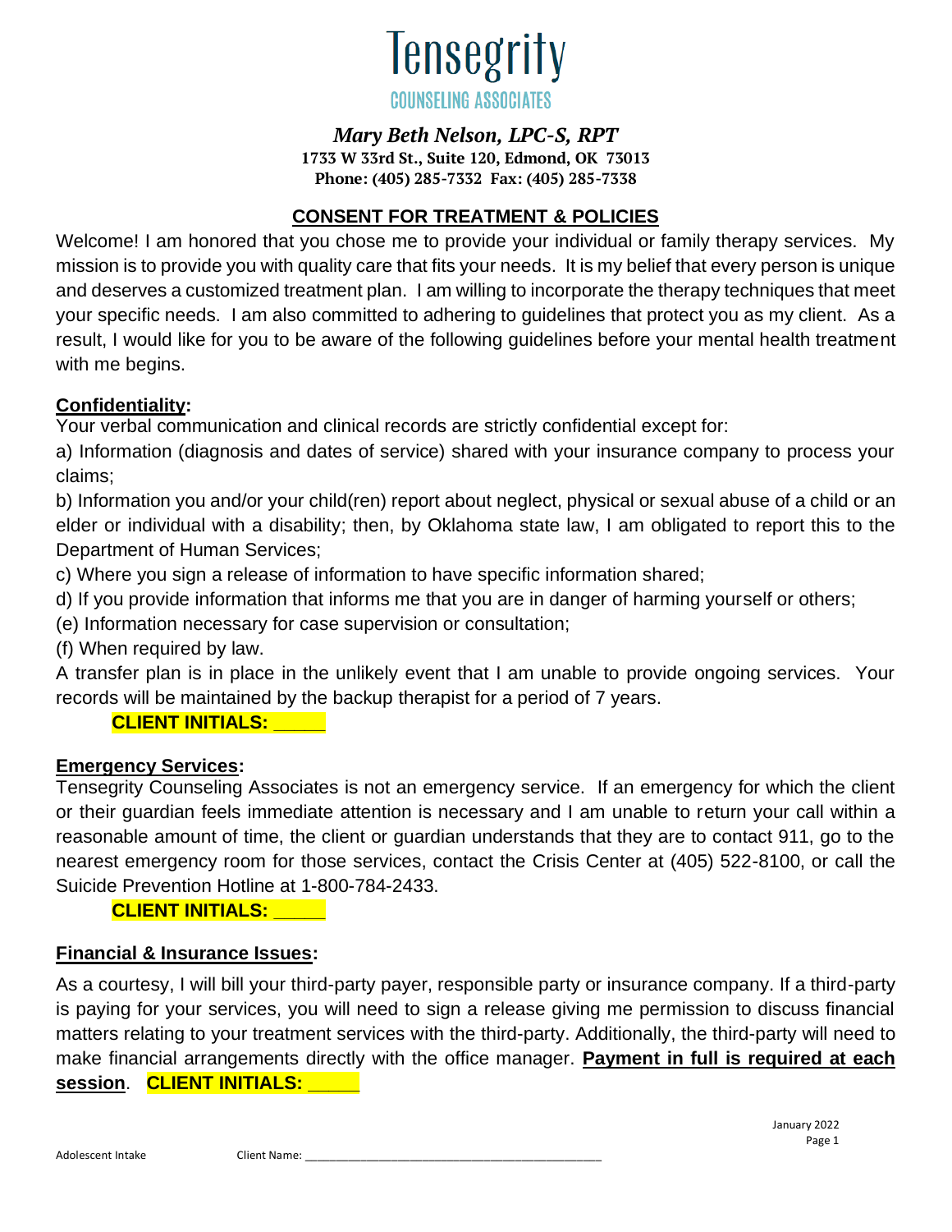# Tensegrity

COUNSELING ASSOCIATES

*Mary Beth Nelson, LPC-S, RPT*
**1733 W 33rd St., Suite 120, Edmond, OK 73013**
**Phone: (405) 285-7332 Fax: (405) 285-7338**

## CONSENT FOR TREATMENT & POLICIES

Welcome! I am honored that you chose me to provide your individual or family therapy services. My mission is to provide you with quality care that fits your needs. It is my belief that every person is unique and deserves a customized treatment plan. I am willing to incorporate the therapy techniques that meet your specific needs. I am also committed to adhering to guidelines that protect you as my client. As a result, I would like for you to be aware of the following guidelines before your mental health treatment with me begins.

**Confidentiality:**

Your verbal communication and clinical records are strictly confidential except for:

a) Information (diagnosis and dates of service) shared with your insurance company to process your claims;

b) Information you and/or your child(ren) report about neglect, physical or sexual abuse of a child or an elder or individual with a disability; then, by Oklahoma state law, I am obligated to report this to the Department of Human Services;

c) Where you sign a release of information to have specific information shared;

d) If you provide information that informs me that you are in danger of harming yourself or others;

(e) Information necessary for case supervision or consultation;

(f) When required by law.

A transfer plan is in place in the unlikely event that I am unable to provide ongoing services. Your records will be maintained by the backup therapist for a period of 7 years.

**CLIENT INITIALS: _____**

**Emergency Services:**

Tensegrity Counseling Associates is not an emergency service. If an emergency for which the client or their guardian feels immediate attention is necessary and I am unable to return your call within a reasonable amount of time, the client or guardian understands that they are to contact 911, go to the nearest emergency room for those services, contact the Crisis Center at (405) 522-8100, or call the Suicide Prevention Hotline at 1-800-784-2433.

**CLIENT INITIALS: _____**

**Financial & Insurance Issues:**

As a courtesy, I will bill your third-party payer, responsible party or insurance company. If a third-party is paying for your services, you will need to sign a release giving me permission to discuss financial matters relating to your treatment services with the third-party. Additionally, the third-party will need to make financial arrangements directly with the office manager. **Payment in full is required at each session**. **CLIENT INITIALS: _____**

January 2022

Adolescent Intake Client Name: ___________________________________________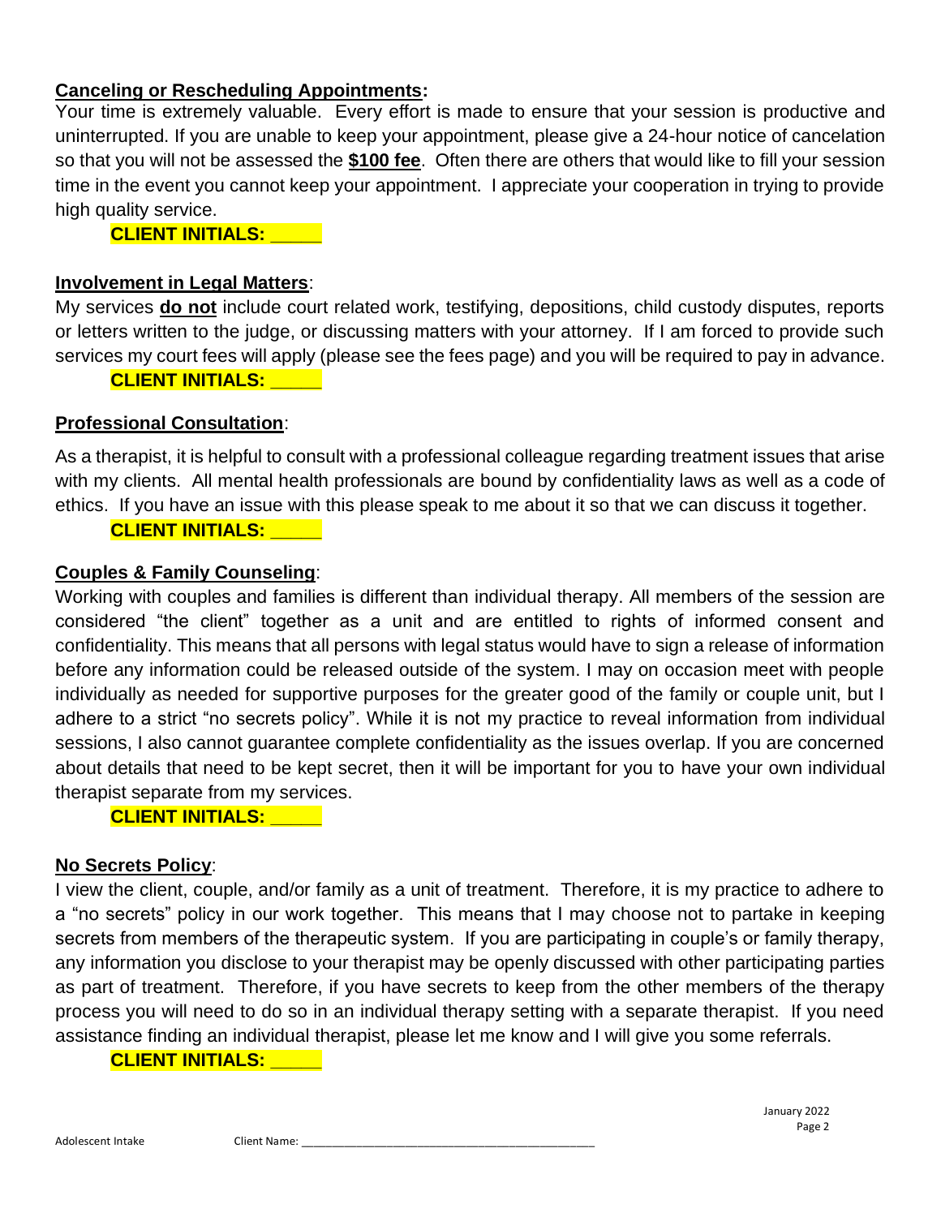**Canceling or Rescheduling Appointments:**

Your time is extremely valuable. Every effort is made to ensure that your session is productive and uninterrupted. If you are unable to keep your appointment, please give a 24-hour notice of cancelation so that you will not be assessed the **$100 fee**. Often there are others that would like to fill your session time in the event you cannot keep your appointment. I appreciate your cooperation in trying to provide high quality service.

**CLIENT INITIALS: _____**

**Involvement in Legal Matters**:

My services **do not** include court related work, testifying, depositions, child custody disputes, reports or letters written to the judge, or discussing matters with your attorney. If I am forced to provide such services my court fees will apply (please see the fees page) and you will be required to pay in advance.

**CLIENT INITIALS: _____**

**Professional Consultation**:

As a therapist, it is helpful to consult with a professional colleague regarding treatment issues that arise with my clients. All mental health professionals are bound by confidentiality laws as well as a code of ethics. If you have an issue with this please speak to me about it so that we can discuss it together.

**CLIENT INITIALS: _____**

**Couples & Family Counseling**:

Working with couples and families is different than individual therapy. All members of the session are considered "the client" together as a unit and are entitled to rights of informed consent and confidentiality. This means that all persons with legal status would have to sign a release of information before any information could be released outside of the system. I may on occasion meet with people individually as needed for supportive purposes for the greater good of the family or couple unit, but I adhere to a strict "no secrets policy". While it is not my practice to reveal information from individual sessions, I also cannot guarantee complete confidentiality as the issues overlap. If you are concerned about details that need to be kept secret, then it will be important for you to have your own individual therapist separate from my services.

**CLIENT INITIALS: _____**

**No Secrets Policy**:

I view the client, couple, and/or family as a unit of treatment. Therefore, it is my practice to adhere to a "no secrets" policy in our work together. This means that I may choose not to partake in keeping secrets from members of the therapeutic system. If you are participating in couple's or family therapy, any information you disclose to your therapist may be openly discussed with other participating parties as part of treatment. Therefore, if you have secrets to keep from the other members of the therapy process you will need to do so in an individual therapy setting with a separate therapist. If you need assistance finding an individual therapist, please let me know and I will give you some referrals.

**CLIENT INITIALS: _____**

Client Name: ___________________________________________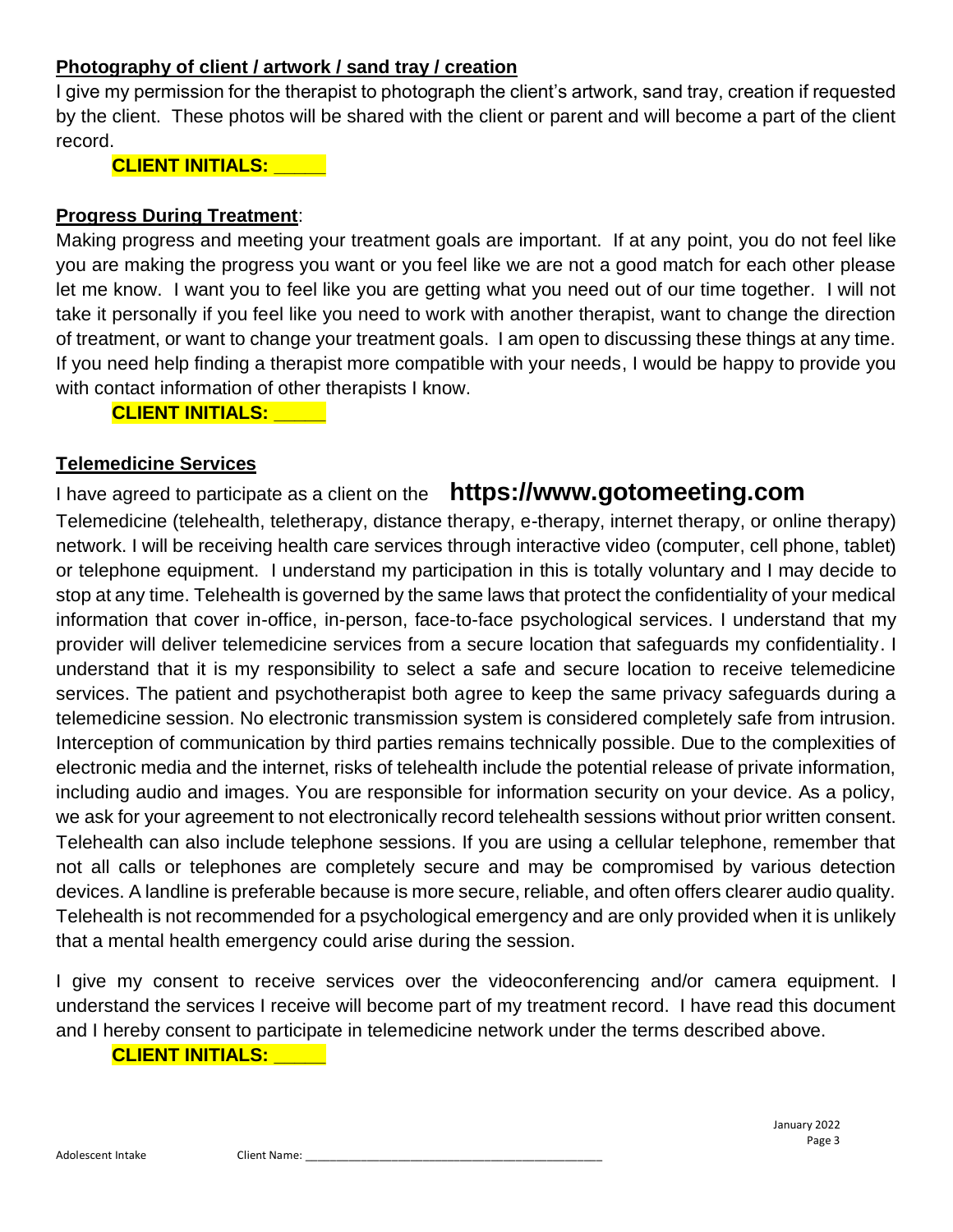**Photography of client / artwork / sand tray / creation**

I give my permission for the therapist to photograph the client's artwork, sand tray, creation if requested by the client. These photos will be shared with the client or parent and will become a part of the client record.

**CLIENT INITIALS: _____**

**Progress During Treatment**:

Making progress and meeting your treatment goals are important. If at any point, you do not feel like you are making the progress you want or you feel like we are not a good match for each other please let me know. I want you to feel like you are getting what you need out of our time together. I will not take it personally if you feel like you need to work with another therapist, want to change the direction of treatment, or want to change your treatment goals. I am open to discussing these things at any time. If you need help finding a therapist more compatible with your needs, I would be happy to provide you with contact information of other therapists I know.

**CLIENT INITIALS: _____**

**Telemedicine Services**

I have agreed to participate as a client on the **https://www.gotomeeting.com** Telemedicine (telehealth, teletherapy, distance therapy, e-therapy, internet therapy, or online therapy) network. I will be receiving health care services through interactive video (computer, cell phone, tablet) or telephone equipment. I understand my participation in this is totally voluntary and I may decide to stop at any time. Telehealth is governed by the same laws that protect the confidentiality of your medical information that cover in-office, in-person, face-to-face psychological services. I understand that my provider will deliver telemedicine services from a secure location that safeguards my confidentiality. I understand that it is my responsibility to select a safe and secure location to receive telemedicine services. The patient and psychotherapist both agree to keep the same privacy safeguards during a telemedicine session. No electronic transmission system is considered completely safe from intrusion. Interception of communication by third parties remains technically possible. Due to the complexities of electronic media and the internet, risks of telehealth include the potential release of private information, including audio and images. You are responsible for information security on your device. As a policy, we ask for your agreement to not electronically record telehealth sessions without prior written consent. Telehealth can also include telephone sessions. If you are using a cellular telephone, remember that not all calls or telephones are completely secure and may be compromised by various detection devices. A landline is preferable because is more secure, reliable, and often offers clearer audio quality. Telehealth is not recommended for a psychological emergency and are only provided when it is unlikely that a mental health emergency could arise during the session.

I give my consent to receive services over the videoconferencing and/or camera equipment. I understand the services I receive will become part of my treatment record. I have read this document and I hereby consent to participate in telemedicine network under the terms described above.

**CLIENT INITIALS: _____**

Adolescent Intake Client Name: ___________________________________________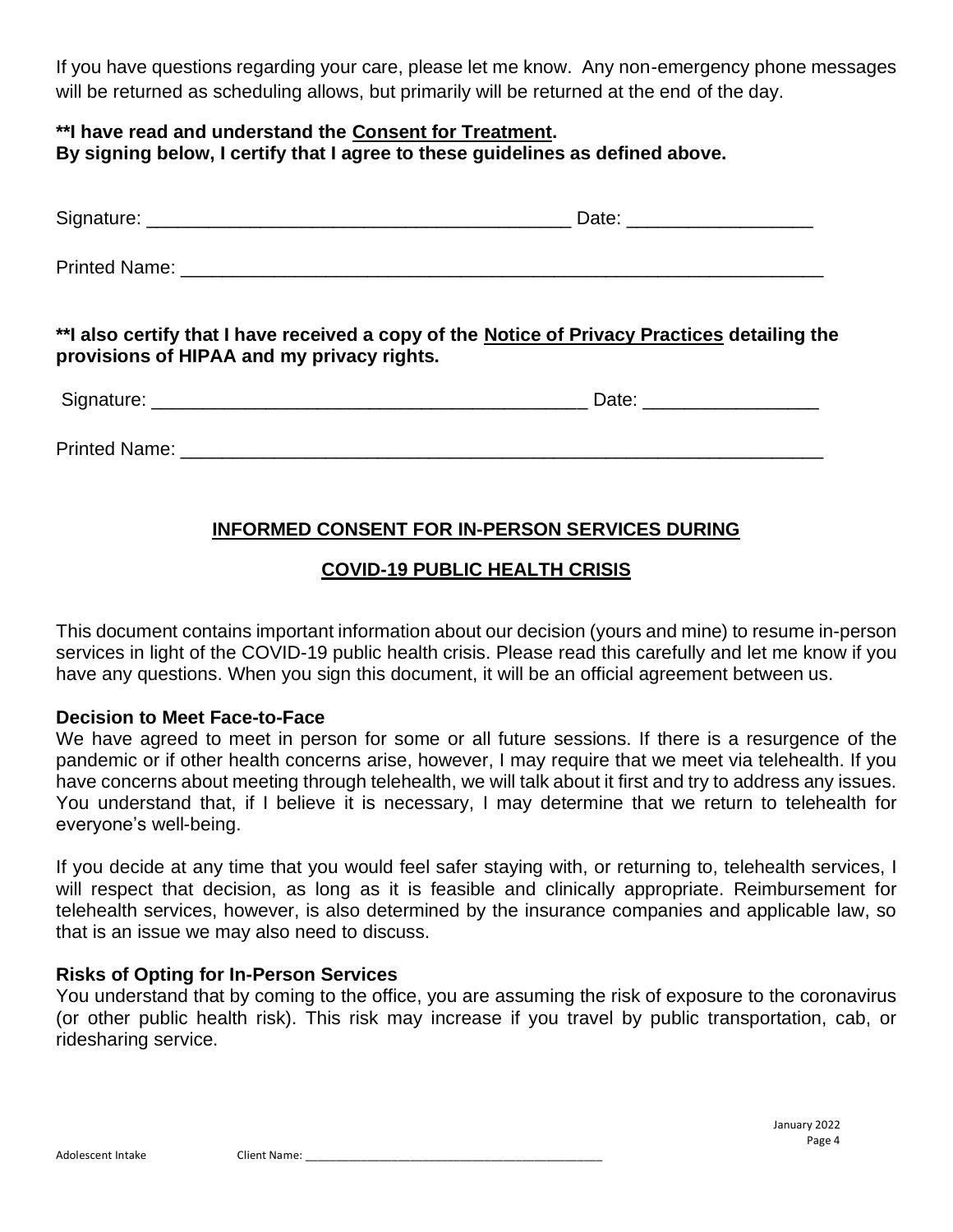If you have questions regarding your care, please let me know. Any non-emergency phone messages will be returned as scheduling allows, but primarily will be returned at the end of the day.

**\*\*I have read and understand the Consent for Treatment.**
**By signing below, I certify that I agree to these guidelines as defined above.**

Signature: ________________________________________ Date: _________________

Printed Name: _____________________________________________________________

**\*\*I also certify that I have received a copy of the Notice of Privacy Practices detailing the provisions of HIPAA and my privacy rights.**

Signature: __________________________________________ Date: ________________

Printed Name: _____________________________________________________________

## INFORMED CONSENT FOR IN-PERSON SERVICES DURING COVID-19 PUBLIC HEALTH CRISIS

This document contains important information about our decision (yours and mine) to resume in-person services in light of the COVID-19 public health crisis. Please read this carefully and let me know if you have any questions. When you sign this document, it will be an official agreement between us.

### Decision to Meet Face-to-Face

We have agreed to meet in person for some or all future sessions. If there is a resurgence of the pandemic or if other health concerns arise, however, I may require that we meet via telehealth. If you have concerns about meeting through telehealth, we will talk about it first and try to address any issues. You understand that, if I believe it is necessary, I may determine that we return to telehealth for everyone's well-being.

If you decide at any time that you would feel safer staying with, or returning to, telehealth services, I will respect that decision, as long as it is feasible and clinically appropriate. Reimbursement for telehealth services, however, is also determined by the insurance companies and applicable law, so that is an issue we may also need to discuss.

### Risks of Opting for In-Person Services

You understand that by coming to the office, you are assuming the risk of exposure to the coronavirus (or other public health risk). This risk may increase if you travel by public transportation, cab, or ridesharing service.

Client Name: ___________________________________________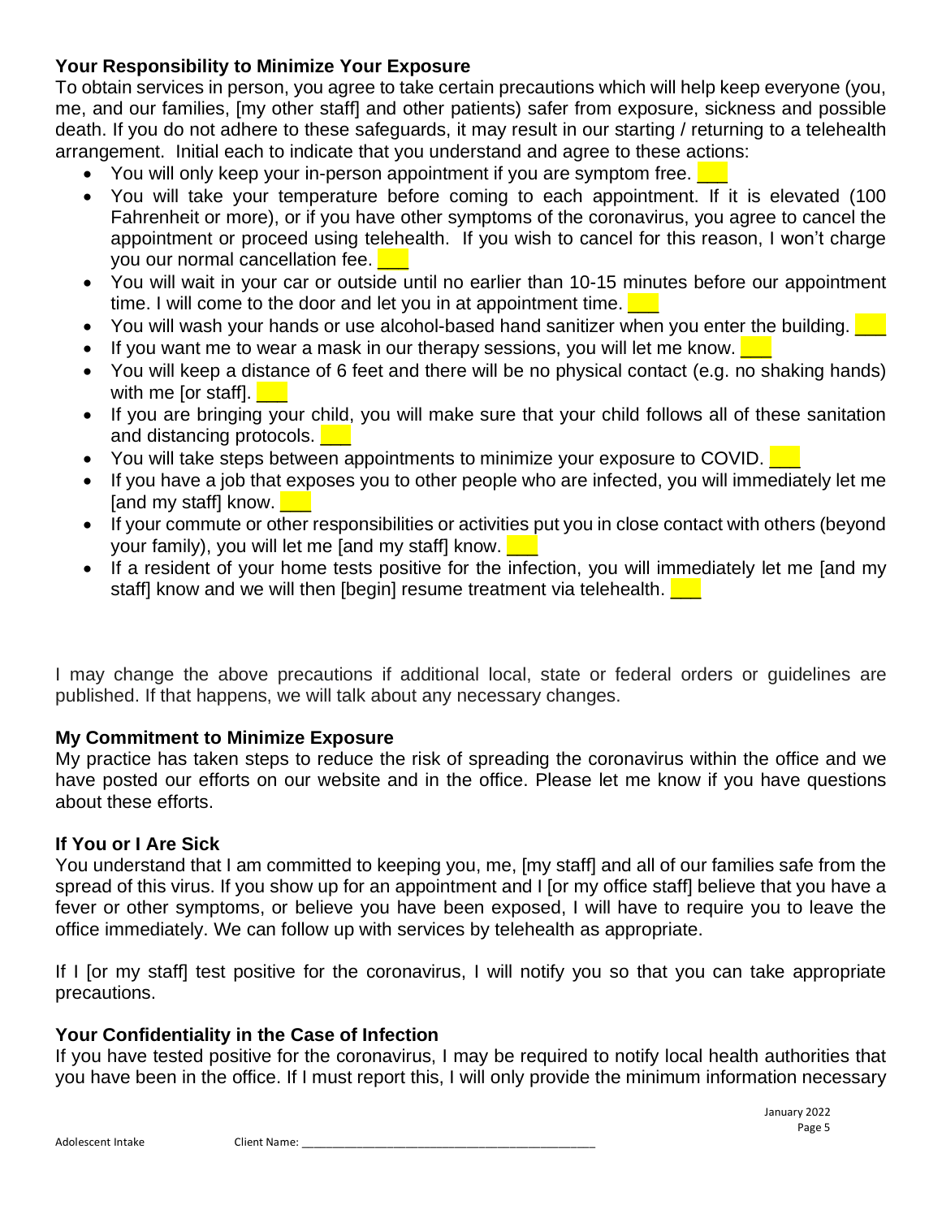### Your Responsibility to Minimize Your Exposure

To obtain services in person, you agree to take certain precautions which will help keep everyone (you, me, and our families, [my other staff] and other patients) safer from exposure, sickness and possible death. If you do not adhere to these safeguards, it may result in our starting / returning to a telehealth arrangement. Initial each to indicate that you understand and agree to these actions:

- You will only keep your in-person appointment if you are symptom free. ___
- You will take your temperature before coming to each appointment. If it is elevated (100 Fahrenheit or more), or if you have other symptoms of the coronavirus, you agree to cancel the appointment or proceed using telehealth. If you wish to cancel for this reason, I won't charge you our normal cancellation fee. ___
- You will wait in your car or outside until no earlier than 10-15 minutes before our appointment time. I will come to the door and let you in at appointment time. ___
- You will wash your hands or use alcohol-based hand sanitizer when you enter the building. ___
- If you want me to wear a mask in our therapy sessions, you will let me know. ___
- You will keep a distance of 6 feet and there will be no physical contact (e.g. no shaking hands) with me [or staff]. ___
- If you are bringing your child, you will make sure that your child follows all of these sanitation and distancing protocols. ___
- You will take steps between appointments to minimize your exposure to COVID. ___
- If you have a job that exposes you to other people who are infected, you will immediately let me [and my staff] know. ___
- If your commute or other responsibilities or activities put you in close contact with others (beyond your family), you will let me [and my staff] know. ___
- If a resident of your home tests positive for the infection, you will immediately let me [and my staff] know and we will then [begin] resume treatment via telehealth. ___

I may change the above precautions if additional local, state or federal orders or guidelines are published. If that happens, we will talk about any necessary changes.

### My Commitment to Minimize Exposure

My practice has taken steps to reduce the risk of spreading the coronavirus within the office and we have posted our efforts on our website and in the office. Please let me know if you have questions about these efforts.

### If You or I Are Sick

You understand that I am committed to keeping you, me, [my staff] and all of our families safe from the spread of this virus. If you show up for an appointment and I [or my office staff] believe that you have a fever or other symptoms, or believe you have been exposed, I will have to require you to leave the office immediately. We can follow up with services by telehealth as appropriate.

If I [or my staff] test positive for the coronavirus, I will notify you so that you can take appropriate precautions.

### Your Confidentiality in the Case of Infection

If you have tested positive for the coronavirus, I may be required to notify local health authorities that you have been in the office. If I must report this, I will only provide the minimum information necessary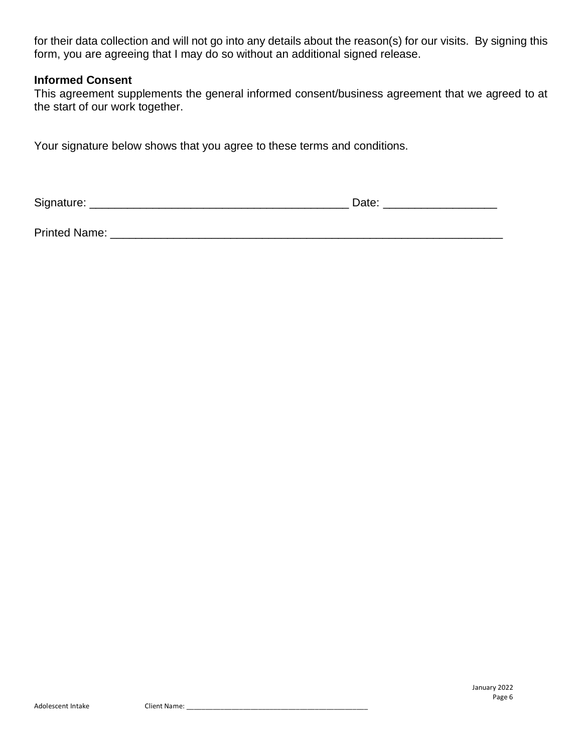for their data collection and will not go into any details about the reason(s) for our visits. By signing this form, you are agreeing that I may do so without an additional signed release.

**Informed Consent**

This agreement supplements the general informed consent/business agreement that we agreed to at the start of our work together.

Your signature below shows that you agree to these terms and conditions.

Signature: ________________________________________ Date: _________________

Printed Name: _____________________________________________________________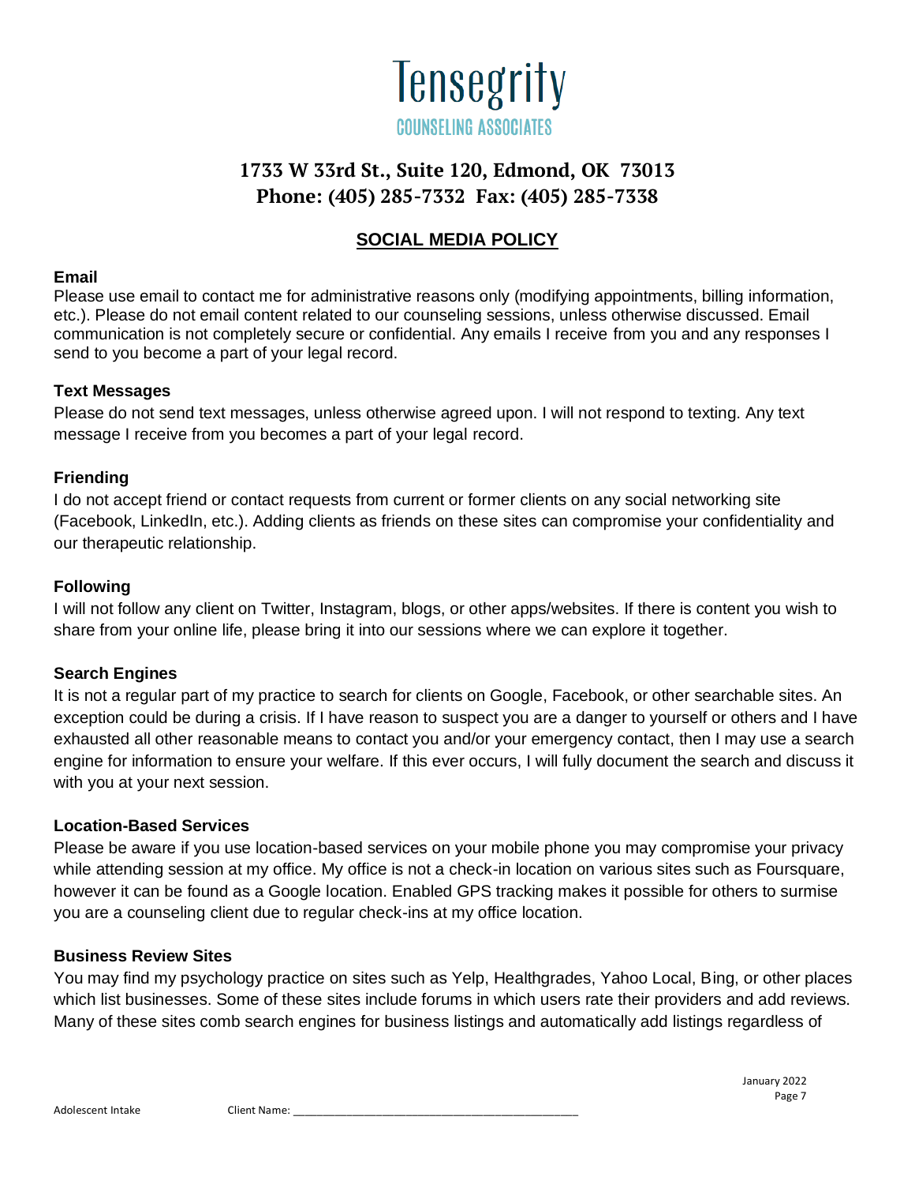# Tensegrity

COUNSELING ASSOCIATES

**1733 W 33rd St., Suite 120, Edmond, OK 73013**
**Phone: (405) 285-7332 Fax: (405) 285-7338**

## SOCIAL MEDIA POLICY

**Email**

Please use email to contact me for administrative reasons only (modifying appointments, billing information, etc.). Please do not email content related to our counseling sessions, unless otherwise discussed. Email communication is not completely secure or confidential. Any emails I receive from you and any responses I send to you become a part of your legal record.

**Text Messages**

Please do not send text messages, unless otherwise agreed upon. I will not respond to texting. Any text message I receive from you becomes a part of your legal record.

**Friending**

I do not accept friend or contact requests from current or former clients on any social networking site (Facebook, LinkedIn, etc.). Adding clients as friends on these sites can compromise your confidentiality and our therapeutic relationship.

**Following**

I will not follow any client on Twitter, Instagram, blogs, or other apps/websites. If there is content you wish to share from your online life, please bring it into our sessions where we can explore it together.

**Search Engines**

It is not a regular part of my practice to search for clients on Google, Facebook, or other searchable sites. An exception could be during a crisis. If I have reason to suspect you are a danger to yourself or others and I have exhausted all other reasonable means to contact you and/or your emergency contact, then I may use a search engine for information to ensure your welfare. If this ever occurs, I will fully document the search and discuss it with you at your next session.

**Location-Based Services**

Please be aware if you use location-based services on your mobile phone you may compromise your privacy while attending session at my office. My office is not a check-in location on various sites such as Foursquare, however it can be found as a Google location. Enabled GPS tracking makes it possible for others to surmise you are a counseling client due to regular check-ins at my office location.

**Business Review Sites**

You may find my psychology practice on sites such as Yelp, Healthgrades, Yahoo Local, Bing, or other places which list businesses. Some of these sites include forums in which users rate their providers and add reviews. Many of these sites comb search engines for business listings and automatically add listings regardless of

Adolescent Intake Client Name: ____________________________________________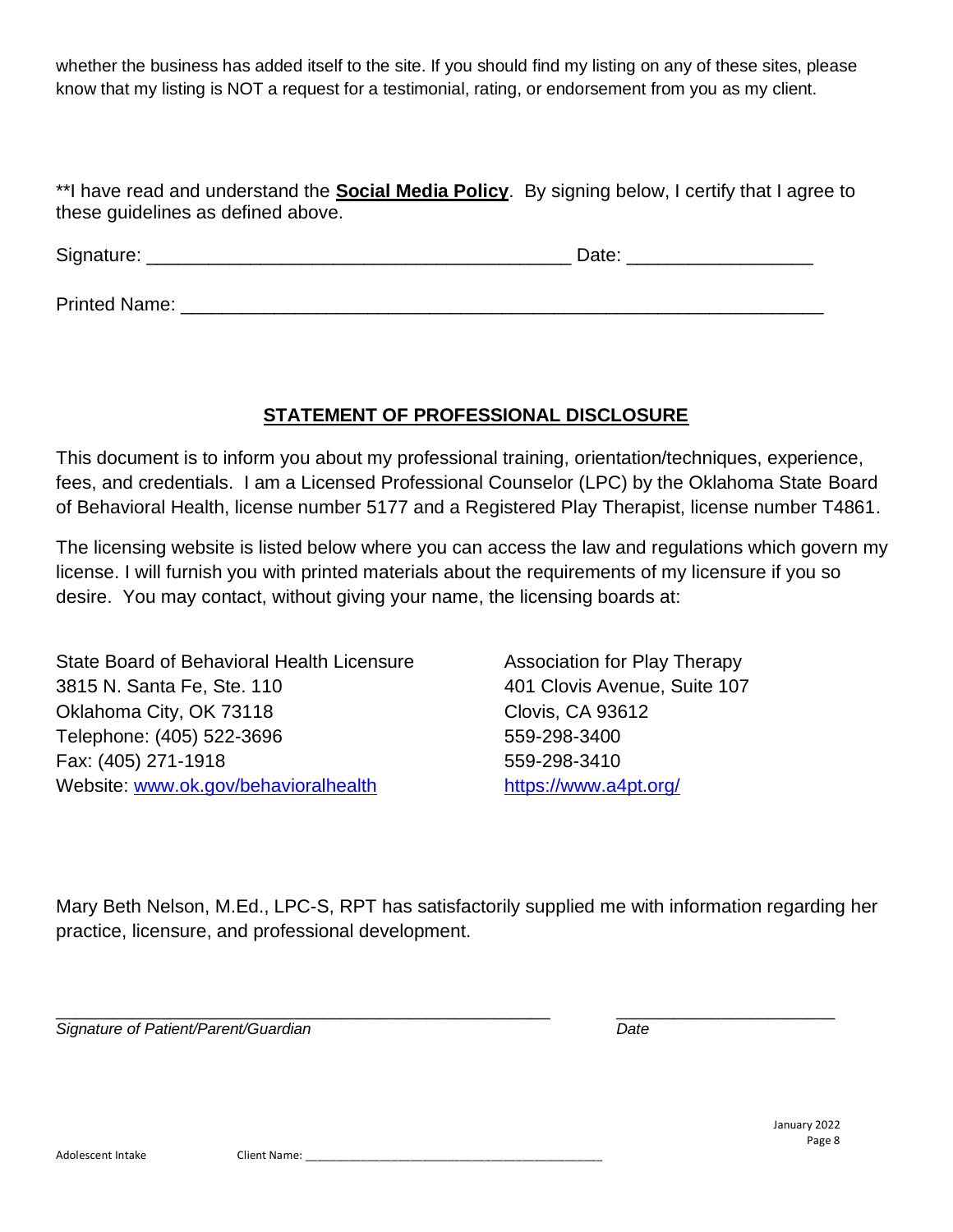whether the business has added itself to the site. If you should find my listing on any of these sites, please know that my listing is NOT a request for a testimonial, rating, or endorsement from you as my client.

**I have read and understand the **<u>Social Media Policy</u>**. By signing below, I certify that I agree to these guidelines as defined above.

Signature: ________________________________________ Date: _________________

Printed Name: ____________________________________________________________

## STATEMENT OF PROFESSIONAL DISCLOSURE

This document is to inform you about my professional training, orientation/techniques, experience, fees, and credentials. I am a Licensed Professional Counselor (LPC) by the Oklahoma State Board of Behavioral Health, license number 5177 and a Registered Play Therapist, license number T4861.

The licensing website is listed below where you can access the law and regulations which govern my license. I will furnish you with printed materials about the requirements of my licensure if you so desire. You may contact, without giving your name, the licensing boards at:

State Board of Behavioral Health Licensure
3815 N. Santa Fe, Ste. 110
Oklahoma City, OK 73118
Telephone: (405) 522-3696
Fax: (405) 271-1918
Website: www.ok.gov/behavioralhealth

Association for Play Therapy
401 Clovis Avenue, Suite 107
Clovis, CA 93612
559-298-3400
559-298-3410
https://www.a4pt.org/

Mary Beth Nelson, M.Ed., LPC-S, RPT has satisfactorily supplied me with information regarding her practice, licensure, and professional development.

_____________________________________________ _____________________

*Signature of Patient/Parent/Guardian* *Date*

Adolescent Intake Client Name: ____________________________________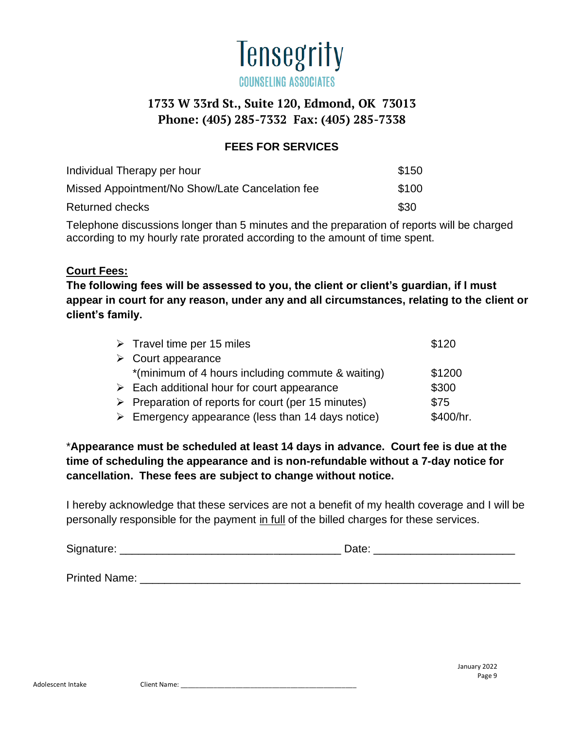# Tensegrity

COUNSELING ASSOCIATES

**1733 W 33rd St., Suite 120, Edmond, OK 73013**
**Phone: (405) 285-7332 Fax: (405) 285-7338**

## FEES FOR SERVICES

| | |
|---|---|
| Individual Therapy per hour | $150 |
| Missed Appointment/No Show/Late Cancelation fee | $100 |
| Returned checks | $30 |

Telephone discussions longer than 5 minutes and the preparation of reports will be charged according to my hourly rate prorated according to the amount of time spent.

**Court Fees:**

**The following fees will be assessed to you, the client or client's guardian, if I must appear in court for any reason, under any and all circumstances, relating to the client or client's family.**

- Travel time per 15 miles — $120
- Court appearance *(minimum of 4 hours including commute & waiting) — $1200
- Each additional hour for court appearance — $300
- Preparation of reports for court (per 15 minutes) — $75
- Emergency appearance (less than 14 days notice) — $400/hr.

***Appearance must be scheduled at least 14 days in advance. Court fee is due at the time of scheduling the appearance and is non-refundable without a 7-day notice for cancellation. These fees are subject to change without notice.**

I hereby acknowledge that these services are not a benefit of my health coverage and I will be personally responsible for the payment in full of the billed charges for these services.

Signature: ___________________________________ Date: ______________________

Printed Name: ____________________________________________________________

Adolescent Intake Client Name: ____________________________________________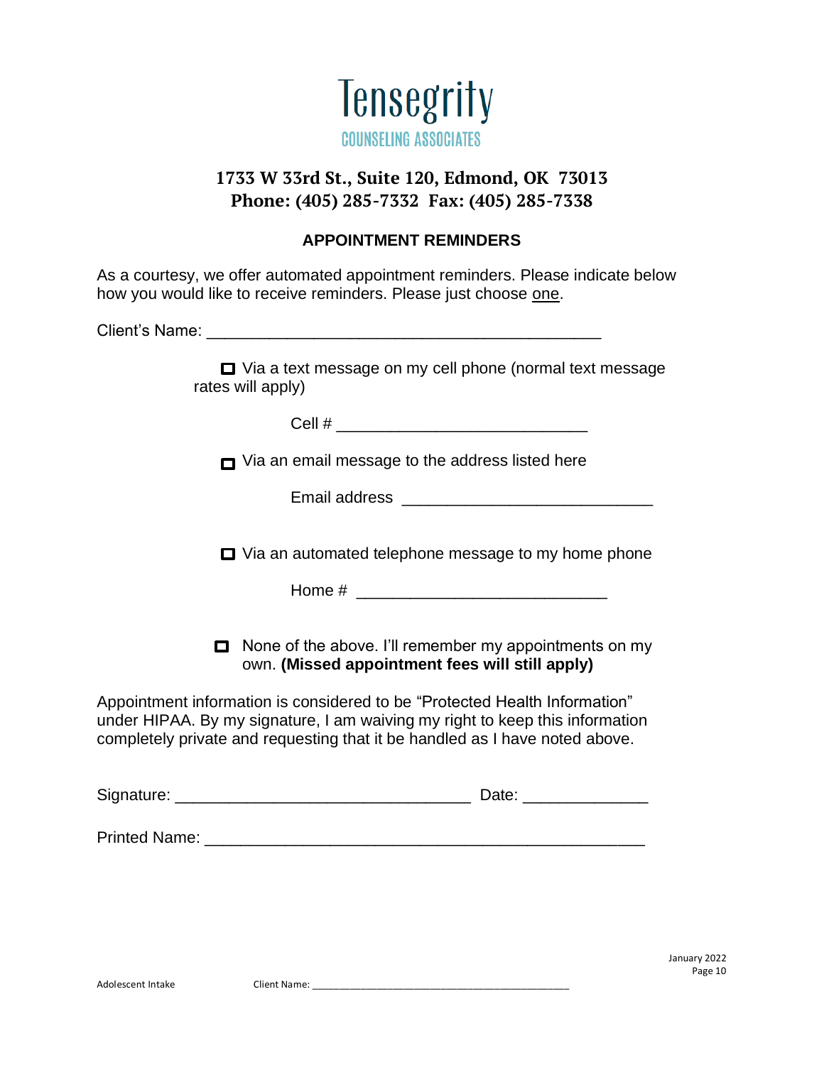# Tensegrity

COUNSELING ASSOCIATES

**1733 W 33rd St., Suite 120, Edmond, OK 73013**
**Phone: (405) 285-7332 Fax: (405) 285-7338**

## APPOINTMENT REMINDERS

As a courtesy, we offer automated appointment reminders. Please indicate below how you would like to receive reminders. Please just choose one.

Client's Name: _____________________________________________

- ☐ Via a text message on my cell phone (normal text message rates will apply)

  Cell # ____________________________

- ☐ Via an email message to the address listed here

  Email address ____________________________

- ☐ Via an automated telephone message to my home phone

  Home # ____________________________

- ☐ None of the above. I'll remember my appointments on my own. **(Missed appointment fees will still apply)**

Appointment information is considered to be "Protected Health Information" under HIPAA. By my signature, I am waiving my right to keep this information completely private and requesting that it be handled as I have noted above.

Signature: _________________________________ Date: ______________

Printed Name: _________________________________________________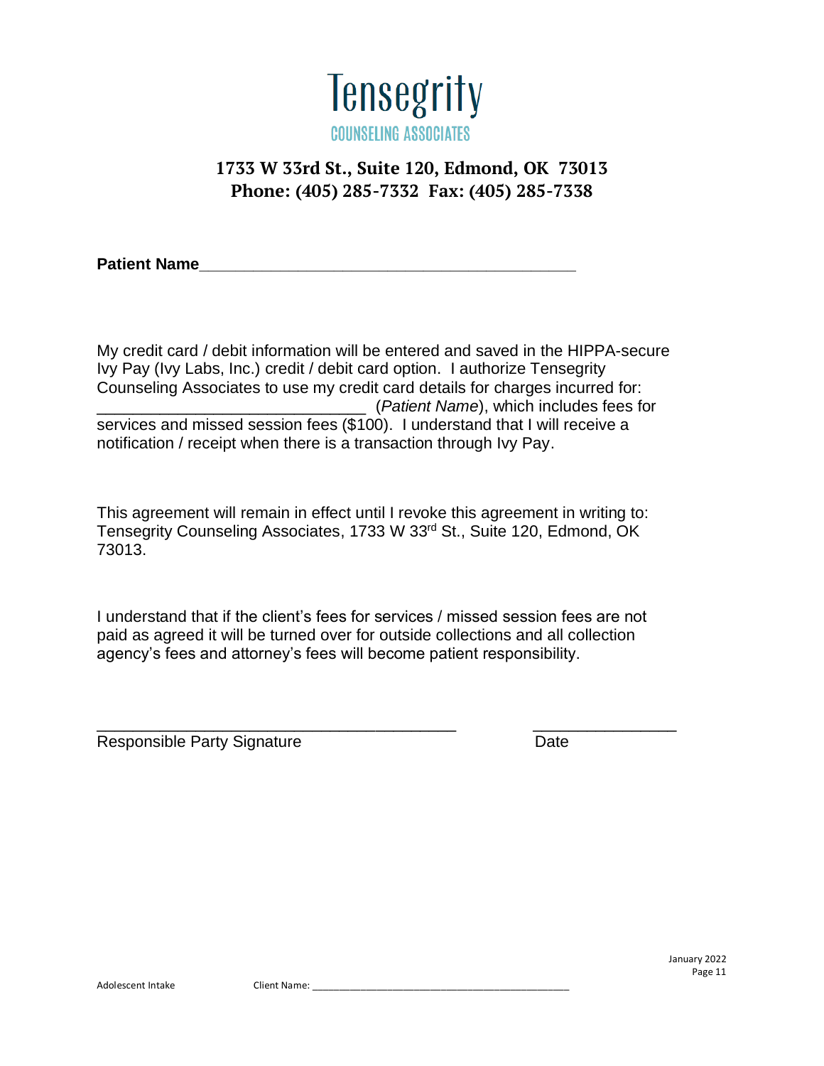# Tensegrity

COUNSELING ASSOCIATES

**1733 W 33rd St., Suite 120, Edmond, OK 73013**
**Phone: (405) 285-7332 Fax: (405) 285-7338**

**Patient Name**___________________________________________

My credit card / debit information will be entered and saved in the HIPPA-secure Ivy Pay (Ivy Labs, Inc.) credit / debit card option. I authorize Tensegrity Counseling Associates to use my credit card details for charges incurred for: ______________________________ (*Patient Name*), which includes fees for services and missed session fees ($100). I understand that I will receive a notification / receipt when there is a transaction through Ivy Pay.

This agreement will remain in effect until I revoke this agreement in writing to: Tensegrity Counseling Associates, 1733 W 33rd St., Suite 120, Edmond, OK 73013.

I understand that if the client's fees for services / missed session fees are not paid as agreed it will be turned over for outside collections and all collection agency's fees and attorney's fees will become patient responsibility.

_________________________________________ ________________
Responsible Party Signature Date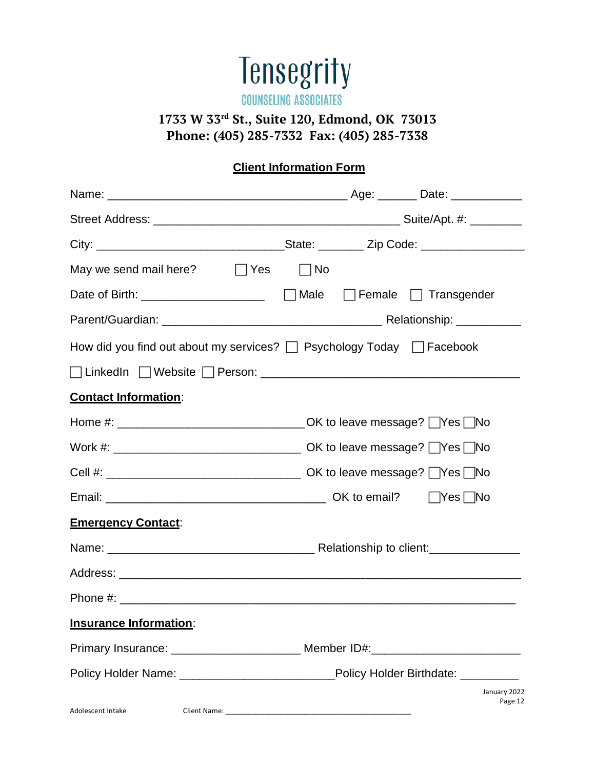# Tensegrity

COUNSELING ASSOCIATES

**1733 W 33rd St., Suite 120, Edmond, OK 73013**
**Phone: (405) 285-7332 Fax: (405) 285-7338**

## Client Information Form

Name: ____________________________________ Age: ______ Date: ___________

Street Address: _____________________________________ Suite/Apt. #: ________

City: ____________________________State: _______ Zip Code: _______________

May we send mail here? ☐ Yes ☐ No

Date of Birth: ___________________ ☐ Male ☐ Female ☐ Transgender

Parent/Guardian: ________________________________ Relationship: __________

How did you find out about my services? ☐ Psychology Today ☐ Facebook

☐ LinkedIn ☐ Website ☐ Person: _______________________________________

**Contact Information**:

Home #: ___________________________OK to leave message? ☐Yes ☐No

Work #: ____________________________ OK to leave message? ☐Yes ☐No

Cell #: _____________________________ OK to leave message? ☐Yes ☐No

Email: _________________________________ OK to email? ☐Yes ☐No

**Emergency Contact**:

Name: _______________________________ Relationship to client:_____________

Address: _____________________________________________________________

Phone #: ____________________________________________________________

**Insurance Information**:

Primary Insurance: ___________________ Member ID#:______________________

Policy Holder Name: ______________________Policy Holder Birthdate: _________

January 2022

Adolescent Intake Client Name: ____________________________________________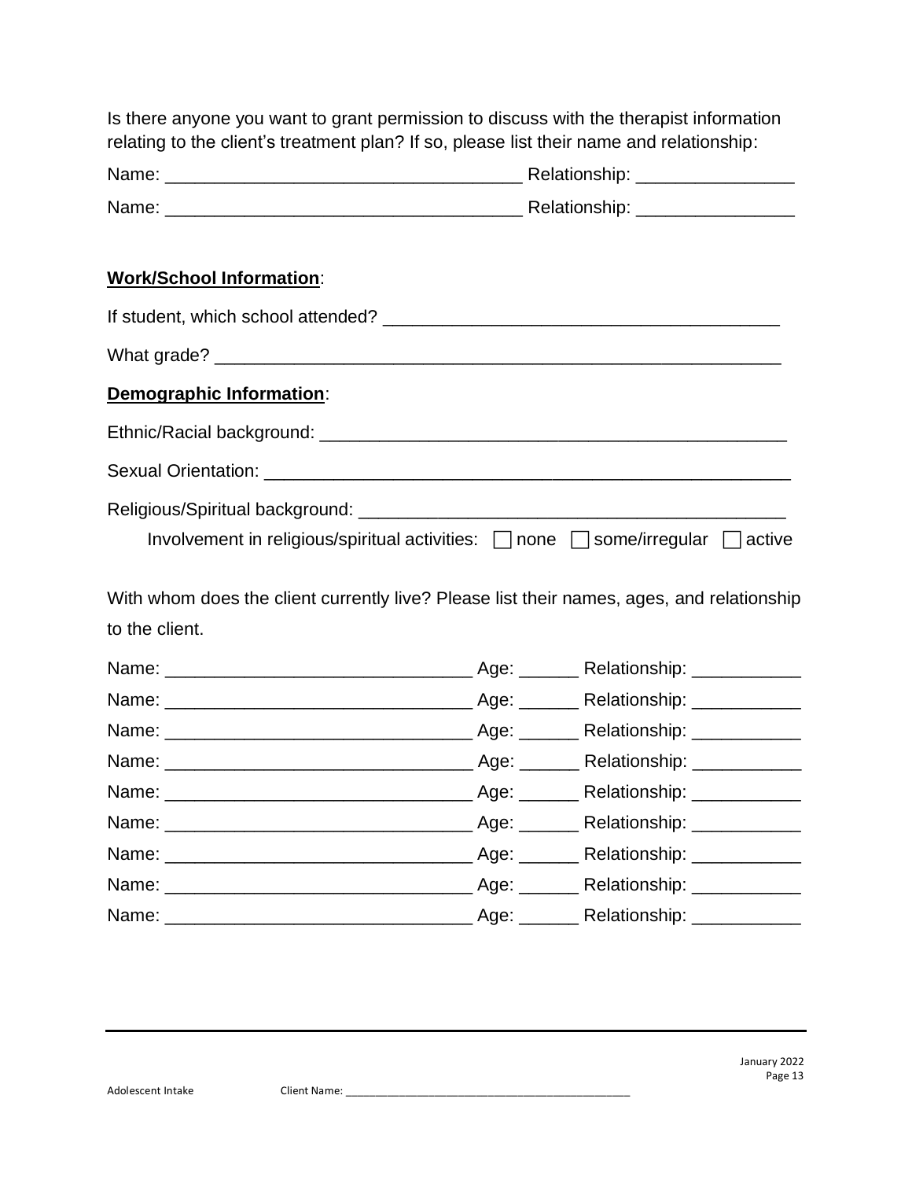Is there anyone you want to grant permission to discuss with the therapist information relating to the client's treatment plan? If so, please list their name and relationship:

Name: ___________________________________ Relationship: _______________

Name: ___________________________________ Relationship: _______________

**Work/School Information**:

If student, which school attended? ______________________________________

What grade? ________________________________________________________

**Demographic Information**:

Ethnic/Racial background: _____________________________________________

Sexual Orientation: __________________________________________________

Religious/Spiritual background: _________________________________________

Involvement in religious/spiritual activities: ☐ none ☐ some/irregular ☐ active

With whom does the client currently live? Please list their names, ages, and relationship to the client.

Name: _____________________________ Age: ______ Relationship: ___________

Name: _____________________________ Age: ______ Relationship: ___________

Name: _____________________________ Age: ______ Relationship: ___________

Name: _____________________________ Age: ______ Relationship: ___________

Name: _____________________________ Age: ______ Relationship: ___________

Name: _____________________________ Age: ______ Relationship: ___________

Name: _____________________________ Age: ______ Relationship: ___________

Name: _____________________________ Age: ______ Relationship: ___________

Name: _____________________________ Age: ______ Relationship: ___________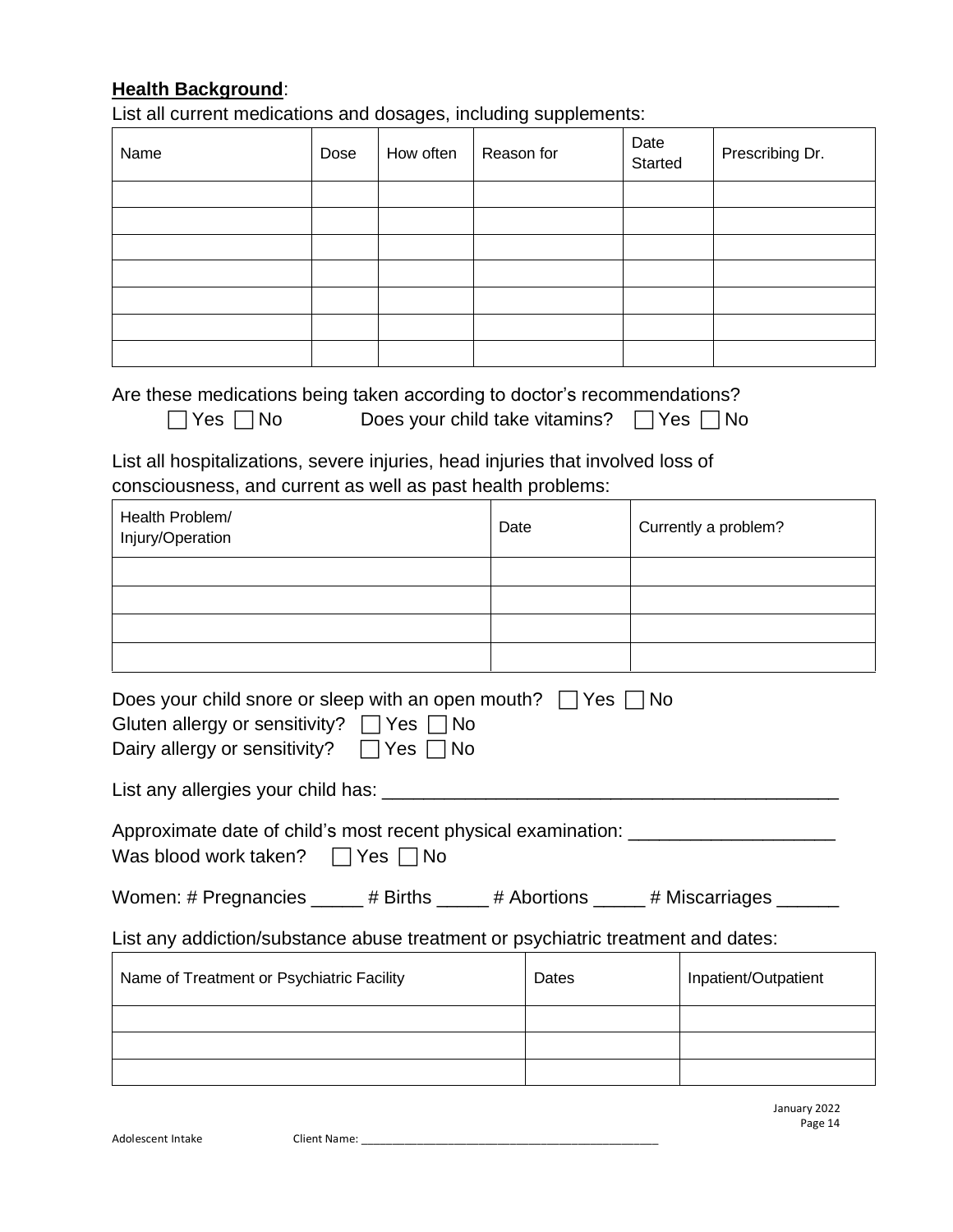**Health Background**:

List all current medications and dosages, including supplements:

| Name | Dose | How often | Reason for | Date Started | Prescribing Dr. |
|---|---|---|---|---|---|
| | | | | | |
| | | | | | |
| | | | | | |
| | | | | | |
| | | | | | |
| | | | | | |
| | | | | | |

Are these medications being taken according to doctor's recommendations?

☐ Yes ☐ No Does your child take vitamins? ☐ Yes ☐ No

List all hospitalizations, severe injuries, head injuries that involved loss of consciousness, and current as well as past health problems:

| Health Problem/ Injury/Operation | Date | Currently a problem? |
|---|---|---|
| | | |
| | | |
| | | |
| | | |

Does your child snore or sleep with an open mouth? ☐ Yes ☐ No

Gluten allergy or sensitivity? ☐ Yes ☐ No

Dairy allergy or sensitivity? ☐ Yes ☐ No

List any allergies your child has: ____________________________________________

Approximate date of child's most recent physical examination: ___________________

Was blood work taken? ☐ Yes ☐ No

Women: # Pregnancies _____ # Births _____ # Abortions _____ # Miscarriages ______

List any addiction/substance abuse treatment or psychiatric treatment and dates:

| Name of Treatment or Psychiatric Facility | Dates | Inpatient/Outpatient |
|---|---|---|
| | | |
| | | |
| | | |

Client Name: _______________________________________________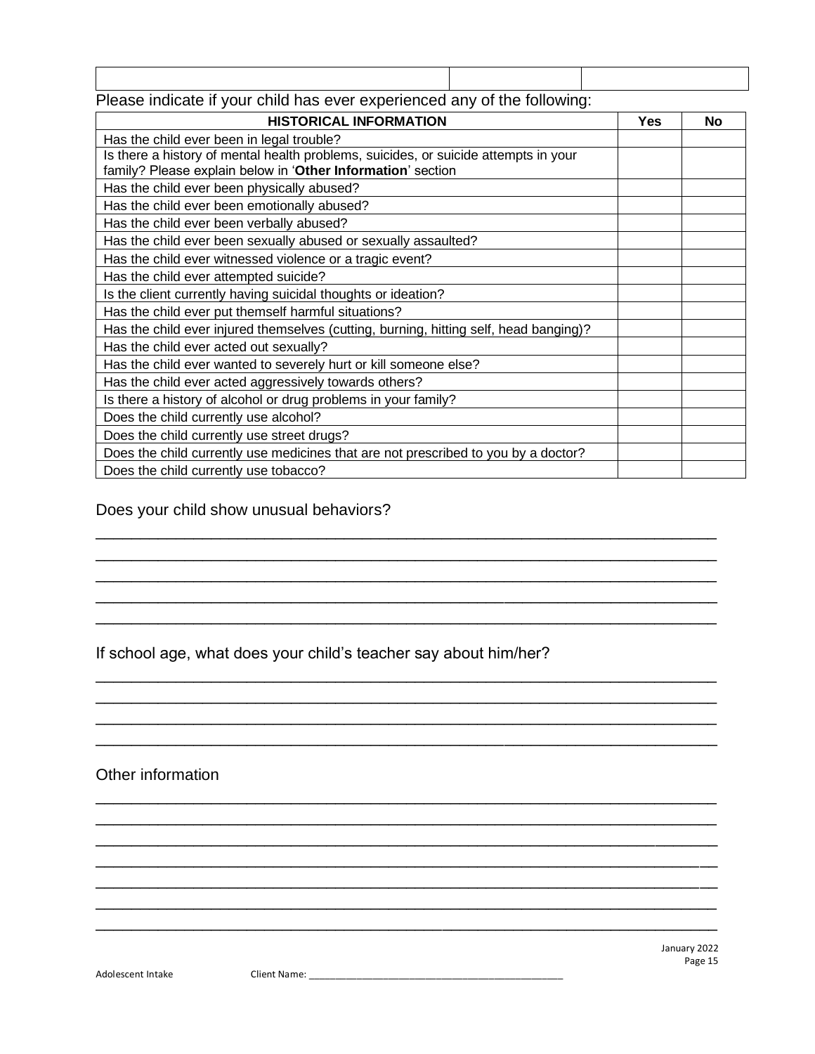| | | |
|---|---|---|
| | | |

Please indicate if your child has ever experienced any of the following:

| HISTORICAL INFORMATION | Yes | No |
|---|---|---|
| Has the child ever been in legal trouble? | | |
| Is there a history of mental health problems, suicides, or suicide attempts in your family? Please explain below in '**Other Information**' section | | |
| Has the child ever been physically abused? | | |
| Has the child ever been emotionally abused? | | |
| Has the child ever been verbally abused? | | |
| Has the child ever been sexually abused or sexually assaulted? | | |
| Has the child ever witnessed violence or a tragic event? | | |
| Has the child ever attempted suicide? | | |
| Is the client currently having suicidal thoughts or ideation? | | |
| Has the child ever put themself harmful situations? | | |
| Has the child ever injured themselves (cutting, burning, hitting self, head banging)? | | |
| Has the child ever acted out sexually? | | |
| Has the child ever wanted to severely hurt or kill someone else? | | |
| Has the child ever acted aggressively towards others? | | |
| Is there a history of alcohol or drug problems in your family? | | |
| Does the child currently use alcohol? | | |
| Does the child currently use street drugs? | | |
| Does the child currently use medicines that are not prescribed to you by a doctor? | | |
| Does the child currently use tobacco? | | |

Does your child show unusual behaviors?

________________________________________________________________________
________________________________________________________________________
________________________________________________________________________
________________________________________________________________________
________________________________________________________________________

If school age, what does your child's teacher say about him/her?

________________________________________________________________________
________________________________________________________________________
________________________________________________________________________
________________________________________________________________________

Other information

________________________________________________________________________
________________________________________________________________________
________________________________________________________________________
________________________________________________________________________
________________________________________________________________________
________________________________________________________________________
________________________________________________________________________

Adolescent Intake Client Name: ______________________________________________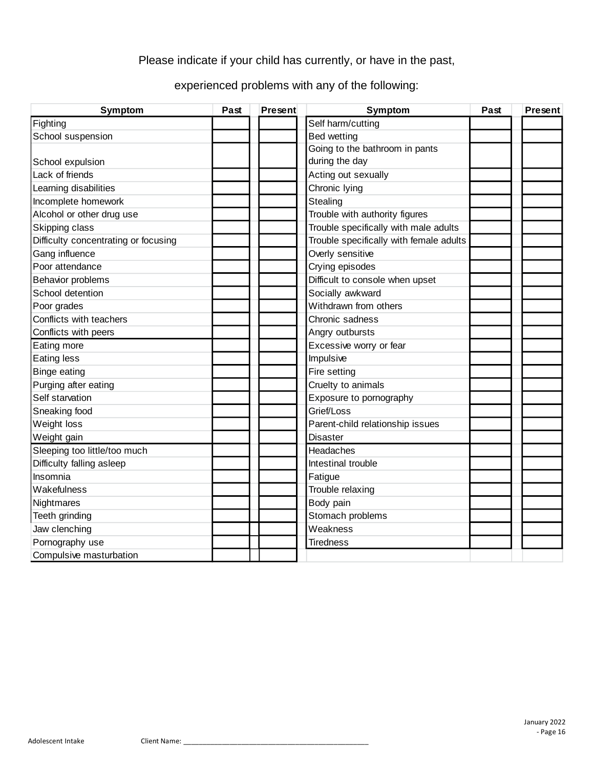Please indicate if your child has currently, or have in the past,

experienced problems with any of the following:

| Symptom | Past | Present | Symptom | Past | Present |
|---|---|---|---|---|---|
| Fighting | | | Self harm/cutting | | |
| School suspension | | | Bed wetting | | |
| School expulsion | | | Going to the bathroom in pants during the day | | |
| Lack of friends | | | Acting out sexually | | |
| Learning disabilities | | | Chronic lying | | |
| Incomplete homework | | | Stealing | | |
| Alcohol or other drug use | | | Trouble with authority figures | | |
| Skipping class | | | Trouble specifically with male adults | | |
| Difficulty concentrating or focusing | | | Trouble specifically with female adults | | |
| Gang influence | | | Overly sensitive | | |
| Poor attendance | | | Crying episodes | | |
| Behavior problems | | | Difficult to console when upset | | |
| School detention | | | Socially awkward | | |
| Poor grades | | | Withdrawn from others | | |
| Conflicts with teachers | | | Chronic sadness | | |
| Conflicts with peers | | | Angry outbursts | | |
| Eating more | | | Excessive worry or fear | | |
| Eating less | | | Impulsive | | |
| Binge eating | | | Fire setting | | |
| Purging after eating | | | Cruelty to animals | | |
| Self starvation | | | Exposure to pornography | | |
| Sneaking food | | | Grief/Loss | | |
| Weight loss | | | Parent-child relationship issues | | |
| Weight gain | | | Disaster | | |
| Sleeping too little/too much | | | Headaches | | |
| Difficulty falling asleep | | | Intestinal trouble | | |
| Insomnia | | | Fatigue | | |
| Wakefulness | | | Trouble relaxing | | |
| Nightmares | | | Body pain | | |
| Teeth grinding | | | Stomach problems | | |
| Jaw clenching | | | Weakness | | |
| Pornography use | | | Tiredness | | |
| Compulsive masturbation | | | | | |

January 2022

Adolescent Intake Client Name: _______________________________________________